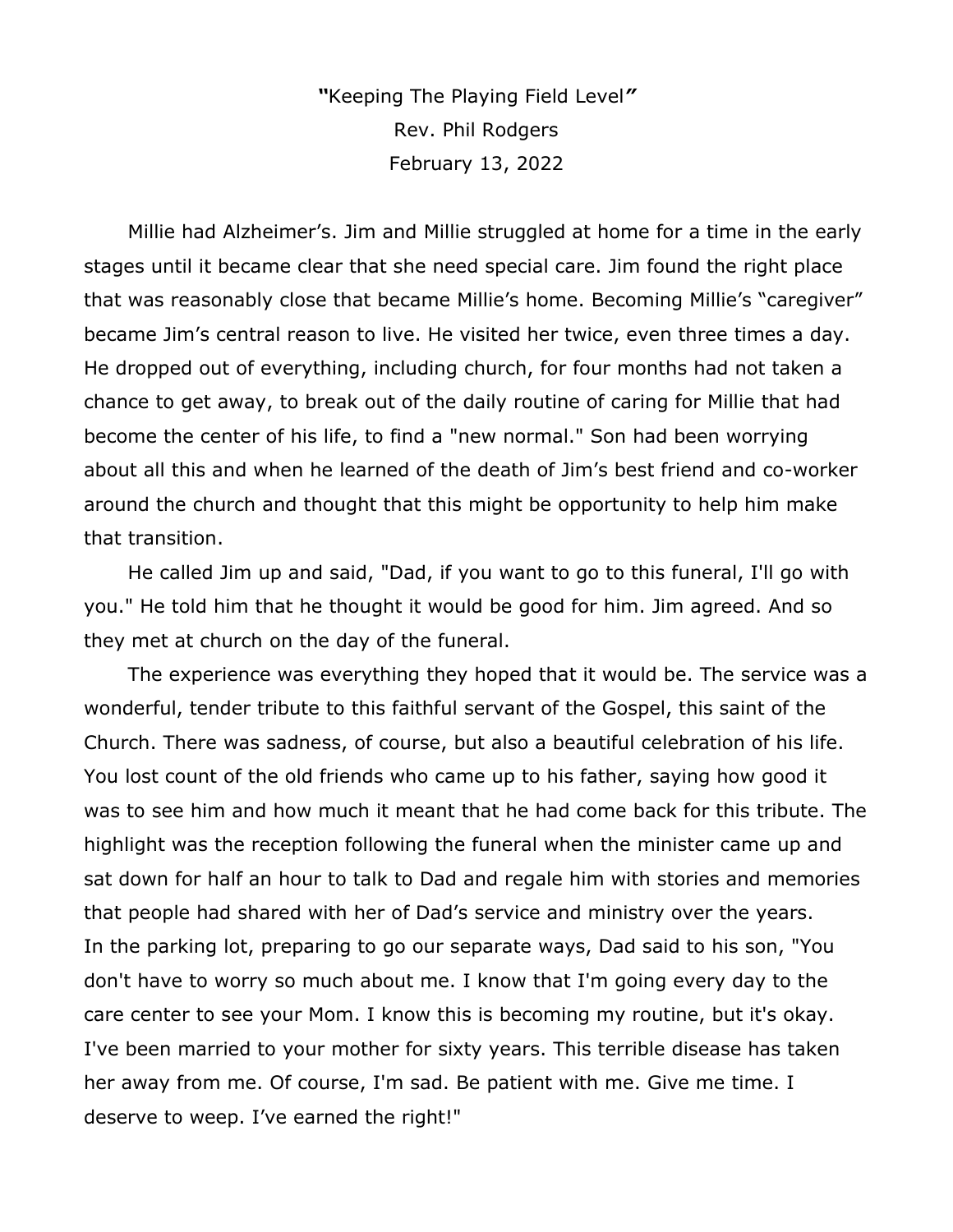"Keeping The Playing Field Level"

Rev. Phil Rodgers

February 13, 2022

Millie had Alzheimer's. Jim and Millie struggled at home for a time in the early stages until it became clear that she need special care. Jim found the right place that was reasonably close that became Millie's home. Becoming Millie's "caregiver" became Jim's central reason to live. He visited her twice, even three times a day. He dropped out of everything, including church, for four months had not taken a chance to get away, to break out of the daily routine of caring for Millie that had become the center of his life, to find a "new normal." Son had been worrying about all this and when he learned of the death of Jim's best friend and co-worker around the church and thought that this might be opportunity to help him make that transition.

He called Jim up and said, "Dad, if you want to go to this funeral, I'll go with you." He told him that he thought it would be good for him. Jim agreed. And so they met at church on the day of the funeral.

The experience was everything they hoped that it would be. The service was a wonderful, tender tribute to this faithful servant of the Gospel, this saint of the Church. There was sadness, of course, but also a beautiful celebration of his life. You lost count of the old friends who came up to his father, saying how good it was to see him and how much it meant that he had come back for this tribute. The highlight was the reception following the funeral when the minister came up and sat down for half an hour to talk to Dad and regale him with stories and memories that people had shared with her of Dad's service and ministry over the years.

In the parking lot, preparing to go our separate ways, Dad said to his son, "You don't have to worry so much about me. I know that I'm going every day to the care center to see your Mom. I know this is becoming my routine, but it's okay. I've been married to your mother for sixty years. This terrible disease has taken her away from me. Of course, I'm sad. Be patient with me. Give me time. I deserve to weep. I've earned the right!"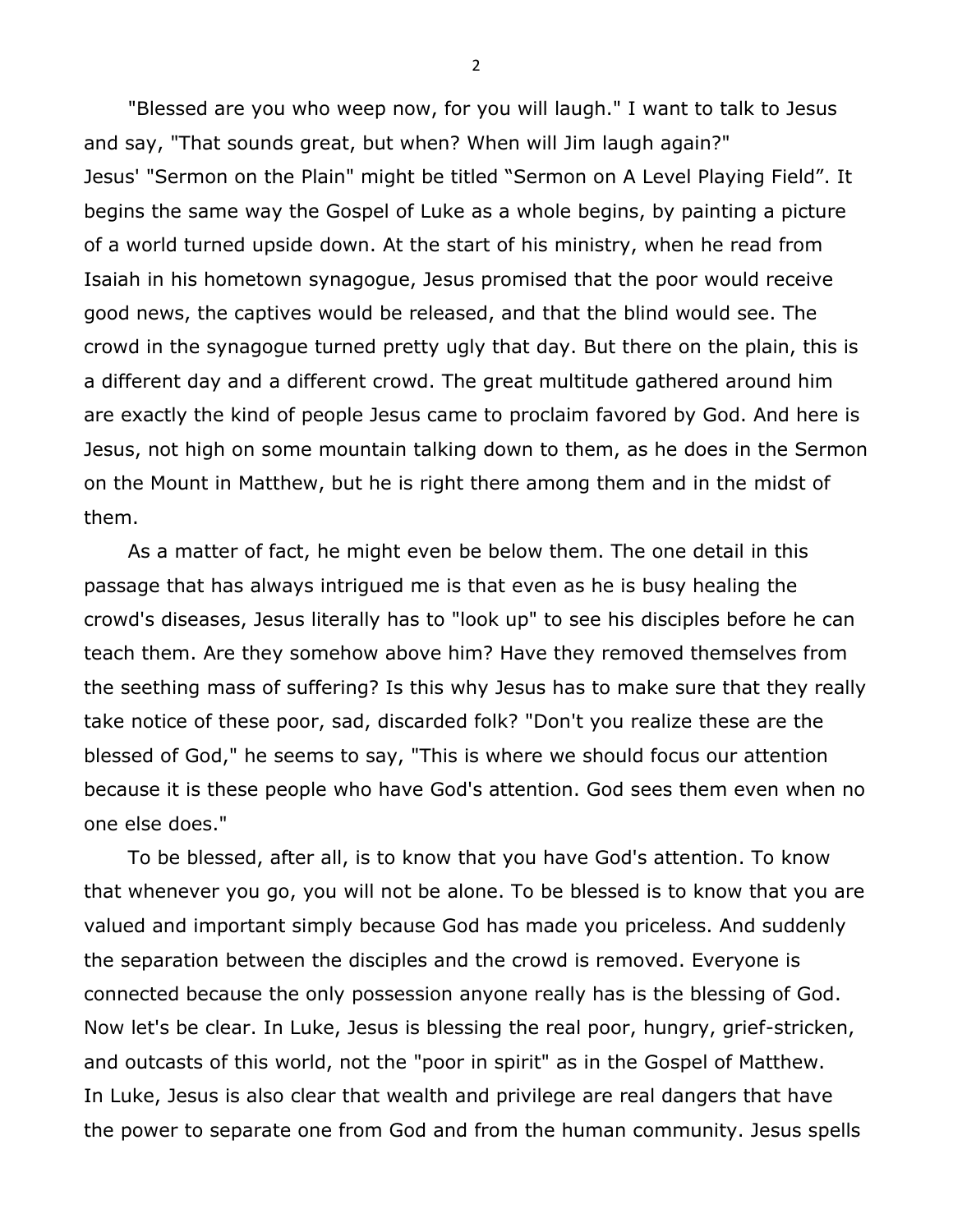"Blessed are you who weep now, for you will laugh." I want to talk to Jesus and say, "That sounds great, but when? When will Jim laugh again?"

Jesus' "Sermon on the Plain" might be titled "Sermon on A Level Playing Field". It begins the same way the Gospel of Luke as a whole begins, by painting a picture of a world turned upside down. At the start of his ministry, when he read from Isaiah in his hometown synagogue, Jesus promised that the poor would receive good news, the captives would be released, and that the blind would see. The crowd in the synagogue turned pretty ugly that day. But there on the plain, this is a different day and a different crowd. The great multitude gathered around him are exactly the kind of people Jesus came to proclaim favored by God. And here is Jesus, not high on some mountain talking down to them, as he does in the Sermon on the Mount in Matthew, but he is right there among them and in the midst of them.

As a matter of fact, he might even be below them. The one detail in this passage that has always intrigued me is that even as he is busy healing the crowd's diseases, Jesus literally has to "look up" to see his disciples before he can teach them. Are they somehow above him? Have they removed themselves from the seething mass of suffering? Is this why Jesus has to make sure that they really take notice of these poor, sad, discarded folk? "Don't you realize these are the blessed of God," he seems to say, "This is where we should focus our attention because it is these people who have God's attention. God sees them even when no one else does."

To be blessed, after all, is to know that you have God's attention. To know that whenever you go, you will not be alone. To be blessed is to know that you are valued and important simply because God has made you priceless. And suddenly the separation between the disciples and the crowd is removed. Everyone is connected because the only possession anyone really has is the blessing of God.

Now let's be clear. In Luke, Jesus is blessing the real poor, hungry, grief-stricken, and outcasts of this world, not the "poor in spirit" as in the Gospel of Matthew.

In Luke, Jesus is also clear that wealth and privilege are real dangers that have the power to separate one from God and from the human community. Jesus spells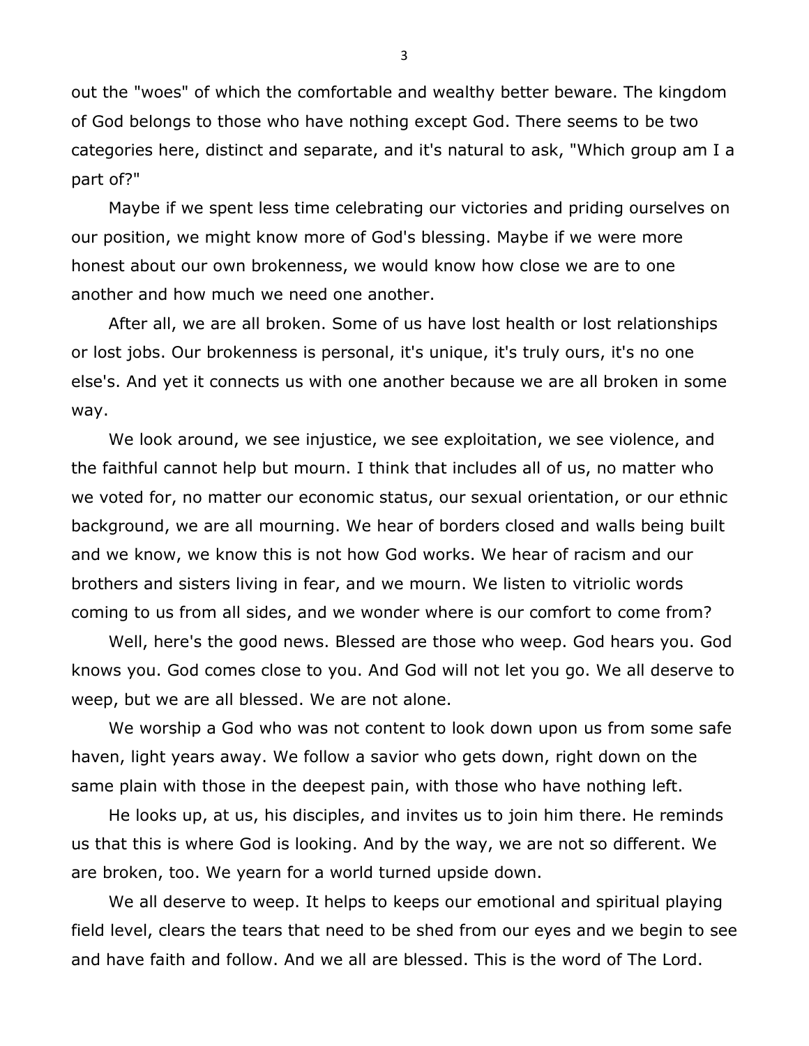out the "woes" of which the comfortable and wealthy better beware. The kingdom of God belongs to those who have nothing except God. There seems to be two categories here, distinct and separate, and it's natural to ask, "Which group am I a part of?"

Maybe if we spent less time celebrating our victories and priding ourselves on our position, we might know more of God's blessing. Maybe if we were more honest about our own brokenness, we would know how close we are to one another and how much we need one another.

After all, we are all broken. Some of us have lost health or lost relationships or lost jobs. Our brokenness is personal, it's unique, it's truly ours, it's no one else's. And yet it connects us with one another because we are all broken in some way.

We look around, we see injustice, we see exploitation, we see violence, and the faithful cannot help but mourn. I think that includes all of us, no matter who we voted for, no matter our economic status, our sexual orientation, or our ethnic background, we are all mourning. We hear of borders closed and walls being built and we know, we know this is not how God works. We hear of racism and our brothers and sisters living in fear, and we mourn. We listen to vitriolic words coming to us from all sides, and we wonder where is our comfort to come from?

Well, here's the good news. Blessed are those who weep. God hears you. God knows you. God comes close to you. And God will not let you go. We all deserve to weep, but we are all blessed. We are not alone.

We worship a God who was not content to look down upon us from some safe haven, light years away. We follow a savior who gets down, right down on the same plain with those in the deepest pain, with those who have nothing left.

He looks up, at us, his disciples, and invites us to join him there. He reminds us that this is where God is looking. And by the way, we are not so different. We are broken, too. We yearn for a world turned upside down.

We all deserve to weep. It helps to keeps our emotional and spiritual playing field level, clears the tears that need to be shed from our eyes and we begin to see and have faith and follow. And we all are blessed. This is the word of The Lord.